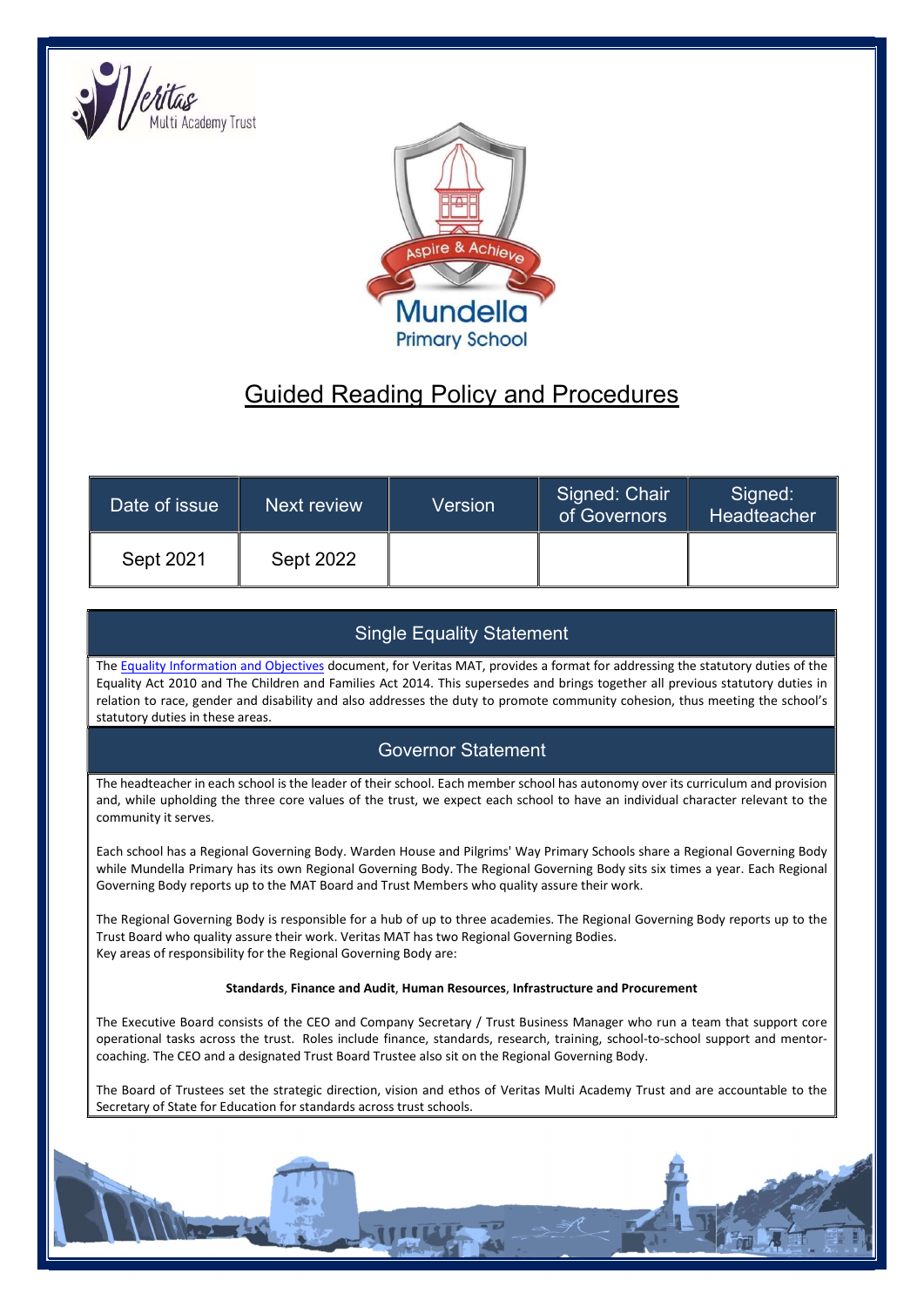# Guided Reading Policy and Procedures

| Date of issue | Next review | Version | Signed: Chair of Governors | Signed: Headteacher |
|---|---|---|---|---|
| Sept 2021 | Sept 2022 | | | |

## Single Equality Statement

The Equality Information and Objectives document, for Veritas MAT, provides a format for addressing the statutory duties of the Equality Act 2010 and The Children and Families Act 2014. This supersedes and brings together all previous statutory duties in relation to race, gender and disability and also addresses the duty to promote community cohesion, thus meeting the school's statutory duties in these areas.

## Governor Statement

The headteacher in each school is the leader of their school. Each member school has autonomy over its curriculum and provision and, while upholding the three core values of the trust, we expect each school to have an individual character relevant to the community it serves.

Each school has a Regional Governing Body. Warden House and Pilgrims' Way Primary Schools share a Regional Governing Body while Mundella Primary has its own Regional Governing Body. The Regional Governing Body sits six times a year. Each Regional Governing Body reports up to the MAT Board and Trust Members who quality assure their work.

The Regional Governing Body is responsible for a hub of up to three academies. The Regional Governing Body reports up to the Trust Board who quality assure their work. Veritas MAT has two Regional Governing Bodies.
Key areas of responsibility for the Regional Governing Body are:

**Standards, Finance and Audit, Human Resources, Infrastructure and Procurement**

The Executive Board consists of the CEO and Company Secretary / Trust Business Manager who run a team that support core operational tasks across the trust. Roles include finance, standards, research, training, school-to-school support and mentor-coaching. The CEO and a designated Trust Board Trustee also sit on the Regional Governing Body.

The Board of Trustees set the strategic direction, vision and ethos of Veritas Multi Academy Trust and are accountable to the Secretary of State for Education for standards across trust schools.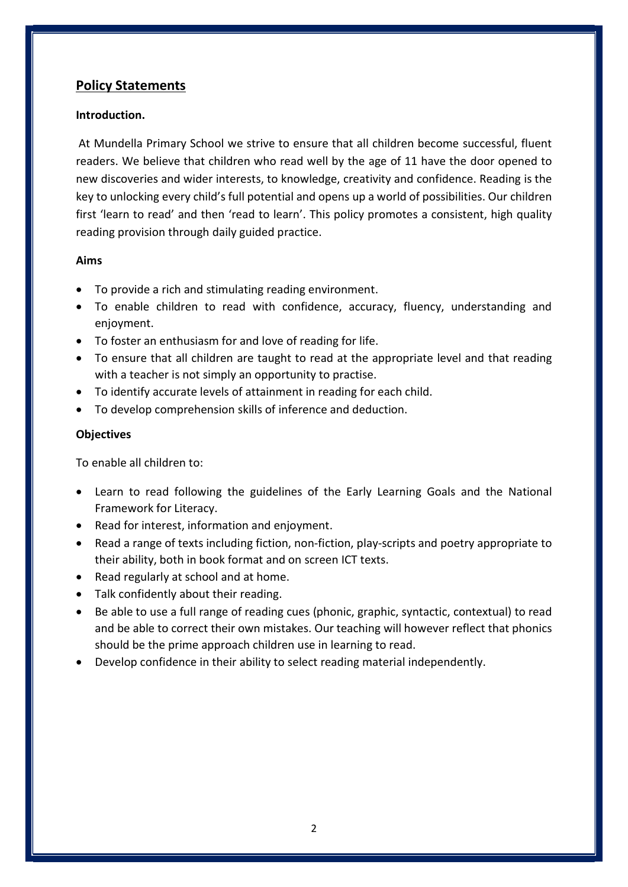## Policy Statements

**Introduction.**

At Mundella Primary School we strive to ensure that all children become successful, fluent readers. We believe that children who read well by the age of 11 have the door opened to new discoveries and wider interests, to knowledge, creativity and confidence. Reading is the key to unlocking every child's full potential and opens up a world of possibilities. Our children first 'learn to read' and then 'read to learn'. This policy promotes a consistent, high quality reading provision through daily guided practice.

**Aims**

- To provide a rich and stimulating reading environment.
- To enable children to read with confidence, accuracy, fluency, understanding and enjoyment.
- To foster an enthusiasm for and love of reading for life.
- To ensure that all children are taught to read at the appropriate level and that reading with a teacher is not simply an opportunity to practise.
- To identify accurate levels of attainment in reading for each child.
- To develop comprehension skills of inference and deduction.

**Objectives**

To enable all children to:

- Learn to read following the guidelines of the Early Learning Goals and the National Framework for Literacy.
- Read for interest, information and enjoyment.
- Read a range of texts including fiction, non-fiction, play-scripts and poetry appropriate to their ability, both in book format and on screen ICT texts.
- Read regularly at school and at home.
- Talk confidently about their reading.
- Be able to use a full range of reading cues (phonic, graphic, syntactic, contextual) to read and be able to correct their own mistakes. Our teaching will however reflect that phonics should be the prime approach children use in learning to read.
- Develop confidence in their ability to select reading material independently.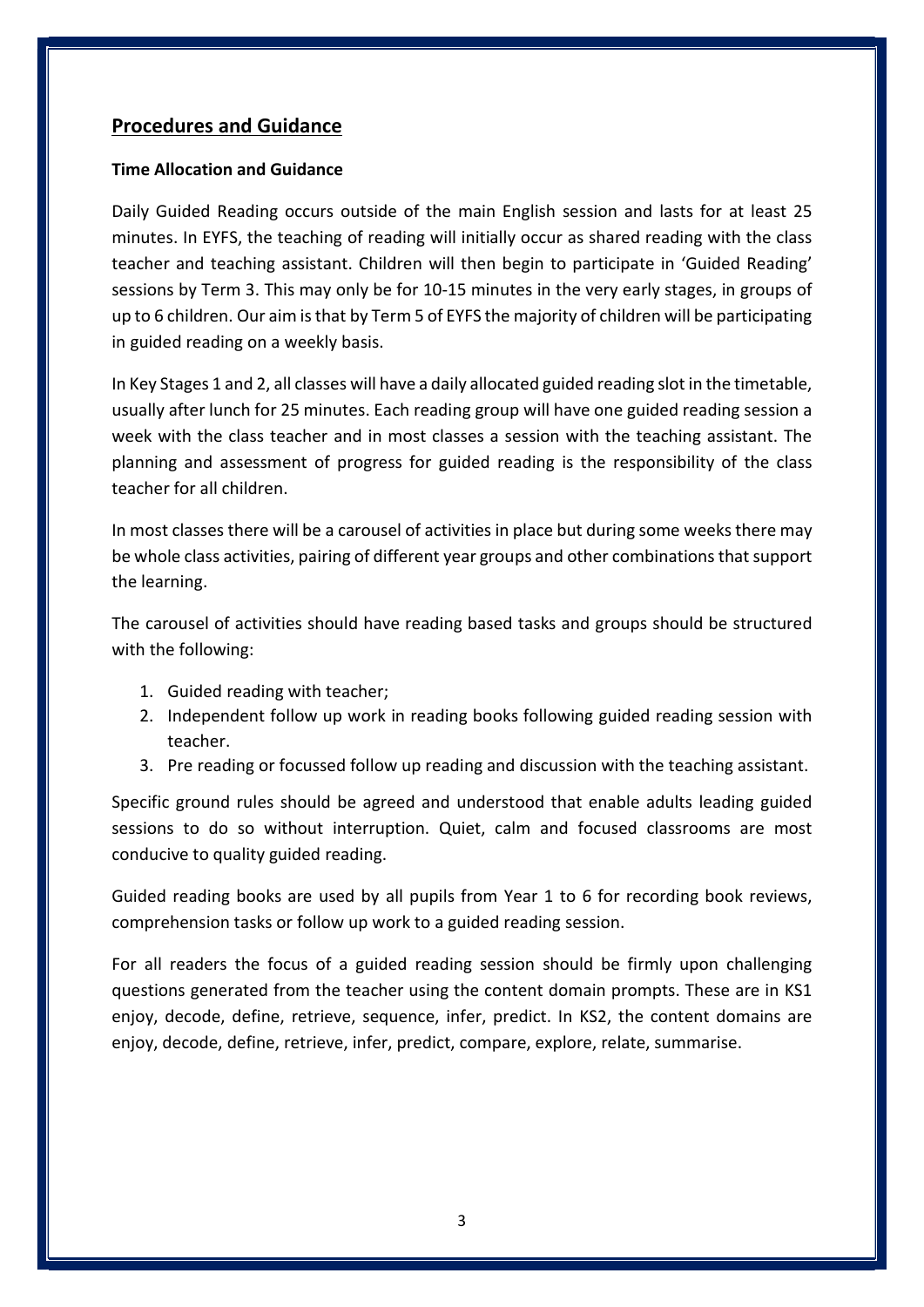## Procedures and Guidance

### Time Allocation and Guidance

Daily Guided Reading occurs outside of the main English session and lasts for at least 25 minutes. In EYFS, the teaching of reading will initially occur as shared reading with the class teacher and teaching assistant. Children will then begin to participate in 'Guided Reading' sessions by Term 3. This may only be for 10-15 minutes in the very early stages, in groups of up to 6 children. Our aim is that by Term 5 of EYFS the majority of children will be participating in guided reading on a weekly basis.

In Key Stages 1 and 2, all classes will have a daily allocated guided reading slot in the timetable, usually after lunch for 25 minutes. Each reading group will have one guided reading session a week with the class teacher and in most classes a session with the teaching assistant. The planning and assessment of progress for guided reading is the responsibility of the class teacher for all children.

In most classes there will be a carousel of activities in place but during some weeks there may be whole class activities, pairing of different year groups and other combinations that support the learning.

The carousel of activities should have reading based tasks and groups should be structured with the following:

1. Guided reading with teacher;
2. Independent follow up work in reading books following guided reading session with teacher.
3. Pre reading or focussed follow up reading and discussion with the teaching assistant.

Specific ground rules should be agreed and understood that enable adults leading guided sessions to do so without interruption. Quiet, calm and focused classrooms are most conducive to quality guided reading.

Guided reading books are used by all pupils from Year 1 to 6 for recording book reviews, comprehension tasks or follow up work to a guided reading session.

For all readers the focus of a guided reading session should be firmly upon challenging questions generated from the teacher using the content domain prompts. These are in KS1 enjoy, decode, define, retrieve, sequence, infer, predict. In KS2, the content domains are enjoy, decode, define, retrieve, infer, predict, compare, explore, relate, summarise.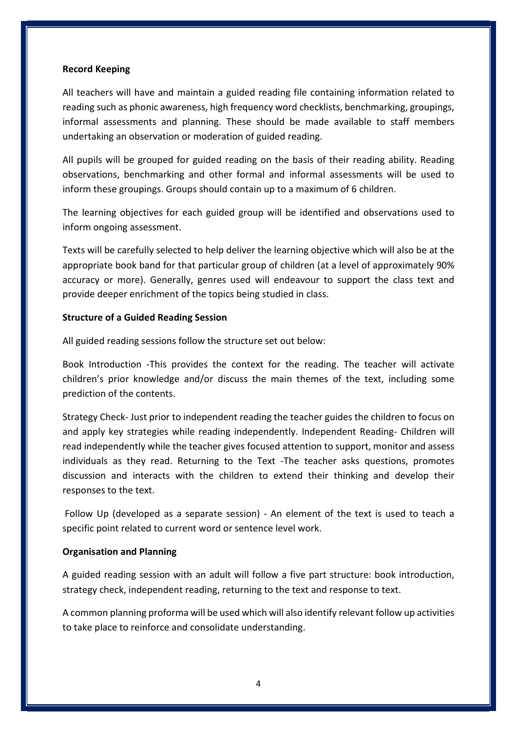**Record Keeping**

All teachers will have and maintain a guided reading file containing information related to reading such as phonic awareness, high frequency word checklists, benchmarking, groupings, informal assessments and planning. These should be made available to staff members undertaking an observation or moderation of guided reading.

All pupils will be grouped for guided reading on the basis of their reading ability. Reading observations, benchmarking and other formal and informal assessments will be used to inform these groupings. Groups should contain up to a maximum of 6 children.

The learning objectives for each guided group will be identified and observations used to inform ongoing assessment.

Texts will be carefully selected to help deliver the learning objective which will also be at the appropriate book band for that particular group of children (at a level of approximately 90% accuracy or more). Generally, genres used will endeavour to support the class text and provide deeper enrichment of the topics being studied in class.

**Structure of a Guided Reading Session**

All guided reading sessions follow the structure set out below:

Book Introduction -This provides the context for the reading. The teacher will activate children's prior knowledge and/or discuss the main themes of the text, including some prediction of the contents.

Strategy Check- Just prior to independent reading the teacher guides the children to focus on and apply key strategies while reading independently. Independent Reading- Children will read independently while the teacher gives focused attention to support, monitor and assess individuals as they read. Returning to the Text -The teacher asks questions, promotes discussion and interacts with the children to extend their thinking and develop their responses to the text.

Follow Up (developed as a separate session) - An element of the text is used to teach a specific point related to current word or sentence level work.

**Organisation and Planning**

A guided reading session with an adult will follow a five part structure: book introduction, strategy check, independent reading, returning to the text and response to text.

A common planning proforma will be used which will also identify relevant follow up activities to take place to reinforce and consolidate understanding.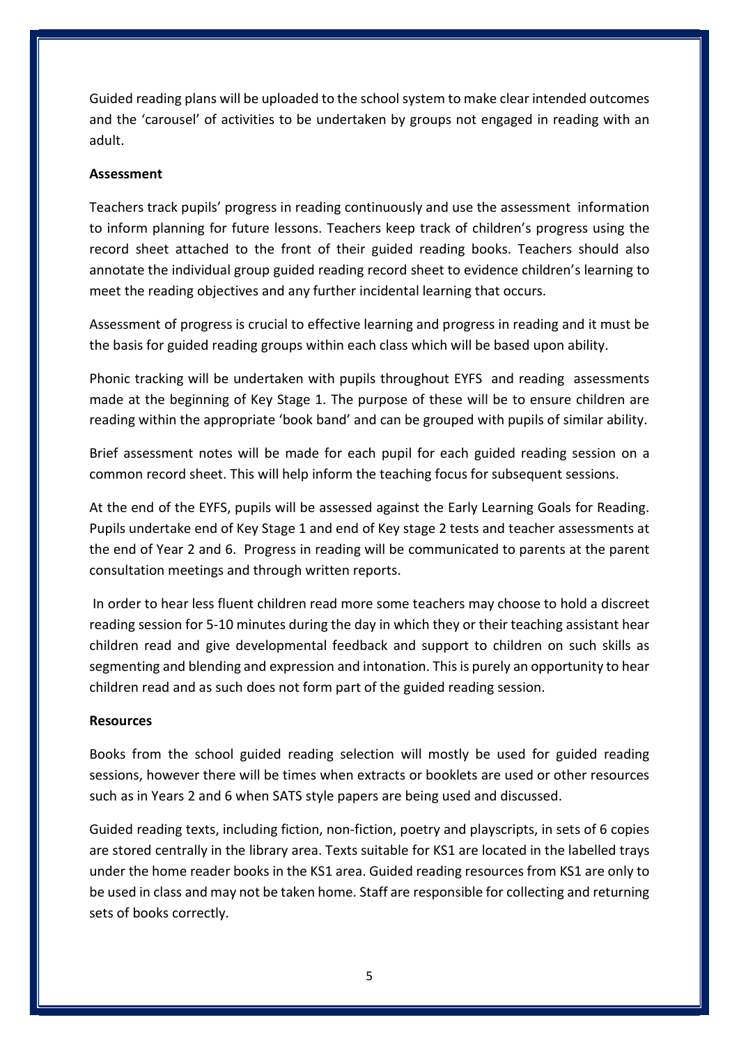Guided reading plans will be uploaded to the school system to make clear intended outcomes and the 'carousel' of activities to be undertaken by groups not engaged in reading with an adult.

**Assessment**

Teachers track pupils' progress in reading continuously and use the assessment information to inform planning for future lessons. Teachers keep track of children's progress using the record sheet attached to the front of their guided reading books. Teachers should also annotate the individual group guided reading record sheet to evidence children's learning to meet the reading objectives and any further incidental learning that occurs.

Assessment of progress is crucial to effective learning and progress in reading and it must be the basis for guided reading groups within each class which will be based upon ability.

Phonic tracking will be undertaken with pupils throughout EYFS and reading assessments made at the beginning of Key Stage 1. The purpose of these will be to ensure children are reading within the appropriate 'book band' and can be grouped with pupils of similar ability.

Brief assessment notes will be made for each pupil for each guided reading session on a common record sheet. This will help inform the teaching focus for subsequent sessions.

At the end of the EYFS, pupils will be assessed against the Early Learning Goals for Reading. Pupils undertake end of Key Stage 1 and end of Key stage 2 tests and teacher assessments at the end of Year 2 and 6. Progress in reading will be communicated to parents at the parent consultation meetings and through written reports.

In order to hear less fluent children read more some teachers may choose to hold a discreet reading session for 5-10 minutes during the day in which they or their teaching assistant hear children read and give developmental feedback and support to children on such skills as segmenting and blending and expression and intonation. This is purely an opportunity to hear children read and as such does not form part of the guided reading session.

**Resources**

Books from the school guided reading selection will mostly be used for guided reading sessions, however there will be times when extracts or booklets are used or other resources such as in Years 2 and 6 when SATS style papers are being used and discussed.

Guided reading texts, including fiction, non-fiction, poetry and playscripts, in sets of 6 copies are stored centrally in the library area. Texts suitable for KS1 are located in the labelled trays under the home reader books in the KS1 area. Guided reading resources from KS1 are only to be used in class and may not be taken home. Staff are responsible for collecting and returning sets of books correctly.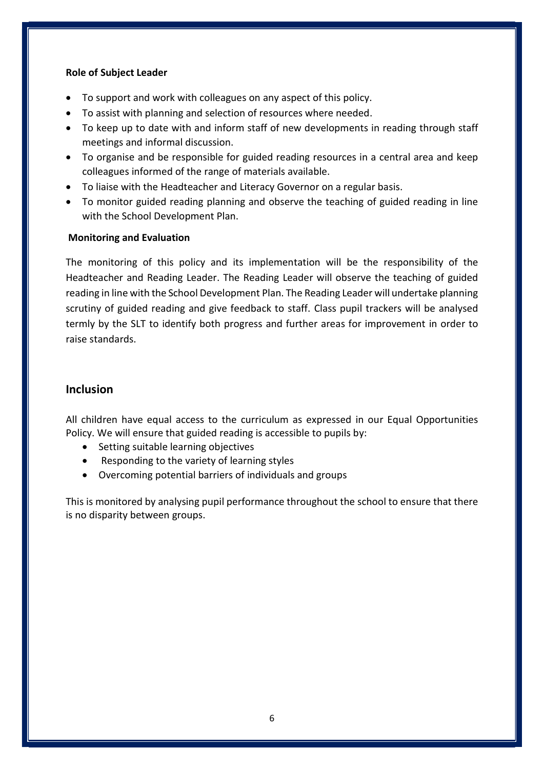**Role of Subject Leader**

- To support and work with colleagues on any aspect of this policy.
- To assist with planning and selection of resources where needed.
- To keep up to date with and inform staff of new developments in reading through staff meetings and informal discussion.
- To organise and be responsible for guided reading resources in a central area and keep colleagues informed of the range of materials available.
- To liaise with the Headteacher and Literacy Governor on a regular basis.
- To monitor guided reading planning and observe the teaching of guided reading in line with the School Development Plan.

**Monitoring and Evaluation**

The monitoring of this policy and its implementation will be the responsibility of the Headteacher and Reading Leader. The Reading Leader will observe the teaching of guided reading in line with the School Development Plan. The Reading Leader will undertake planning scrutiny of guided reading and give feedback to staff. Class pupil trackers will be analysed termly by the SLT to identify both progress and further areas for improvement in order to raise standards.

## Inclusion

All children have equal access to the curriculum as expressed in our Equal Opportunities Policy. We will ensure that guided reading is accessible to pupils by:

- Setting suitable learning objectives
- Responding to the variety of learning styles
- Overcoming potential barriers of individuals and groups

This is monitored by analysing pupil performance throughout the school to ensure that there is no disparity between groups.